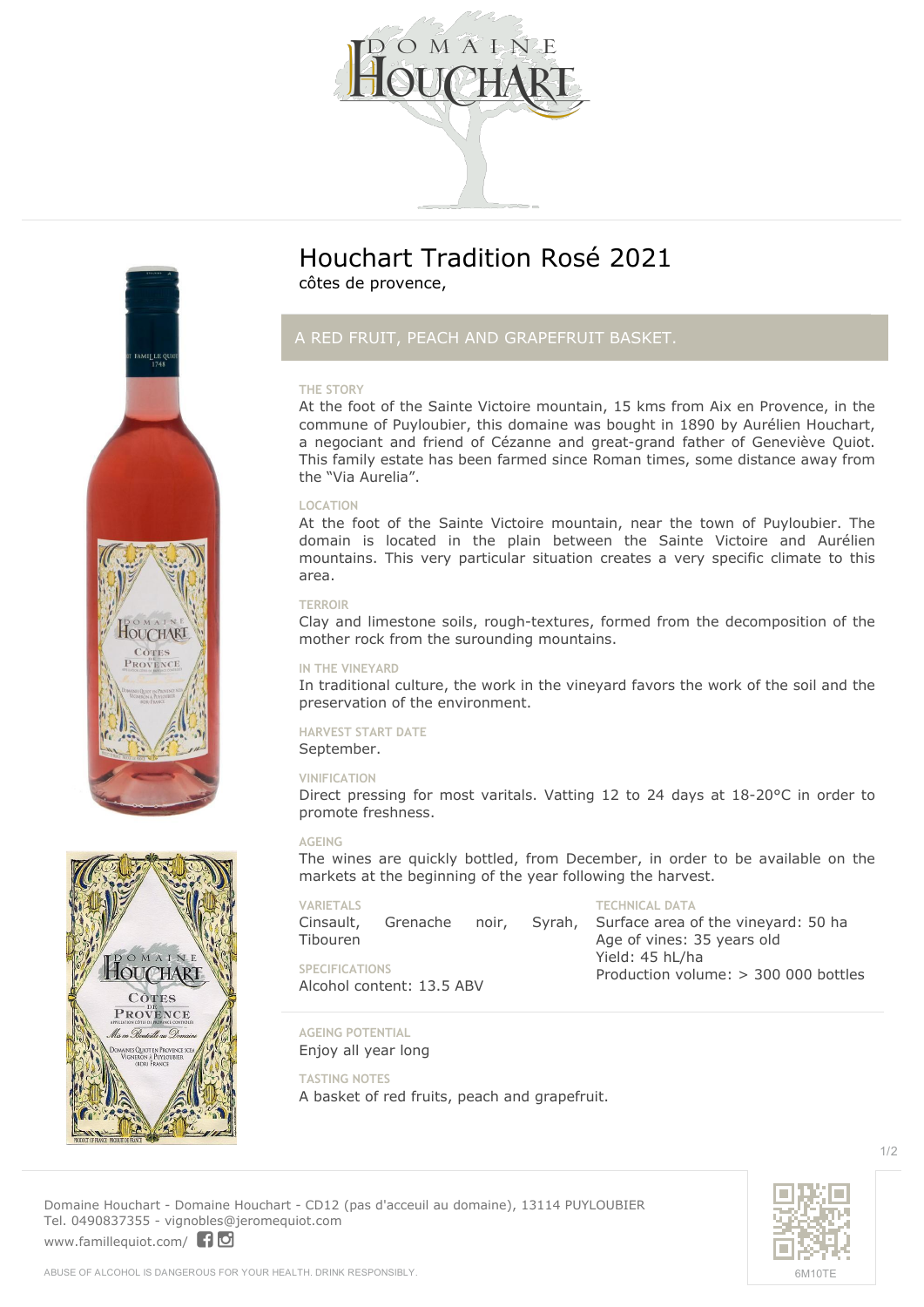# Houchart Tradition Rosé 2021

côtes de provence,

## A RED FRUIT, PEACH AND GRAPEFRUIT BASKET.

### THE STORY

At the foot of the Sainte Victoire mountain, 15 kms from Aix en Provence, in the commune of Puyloubier, this domaine was bought in 1890 by Aurélien Houchart, a negociant and friend of Cézanne and great-grand father of Geneviève Quiot. This family estate has been farmed since Roman times, some distance away from the "Via Aurelia".

### LOCATION

At the foot of the Sainte Victoire mountain, near the town of Puyloubier. The domain is located in the plain between the Sainte Victoire and Aurélien mountains. This very particular situation creates a very specific climate to this area.

### TERROIR

Clay and limestone soils, rough-textures, formed from the decomposition of the mother rock from the surounding mountains.

### IN THE VINEYARD

In traditional culture, the work in the vineyard favors the work of the soil and the preservation of the environment.

### HARVEST START DATE

September.

### VINIFICATION

Direct pressing for most varitals. Vatting 12 to 24 days at 18-20°C in order to promote freshness.

### AGEING

The wines are quickly bottled, from December, in order to be available on the markets at the beginning of the year following the harvest.

### VARIETALS

Cinsault, Grenache noir, Syrah, Tibouren

### SPECIFICATIONS

Alcohol content: 13.5 ABV

### TECHNICAL DATA

Surface area of the vineyard: 50 ha
Age of vines: 35 years old
Yield: 45 hL/ha
Production volume: > 300 000 bottles

### AGEING POTENTIAL

Enjoy all year long

### TASTING NOTES

A basket of red fruits, peach and grapefruit.

Domaine Houchart - Domaine Houchart - CD12 (pas d'acceuil au domaine), 13114 PUYLOUBIER
Tel. 0490837355 - vignobles@jeromequiot.com
www.famillequiot.com/

ABUSE OF ALCOHOL IS DANGEROUS FOR YOUR HEALTH. DRINK RESPONSIBLY.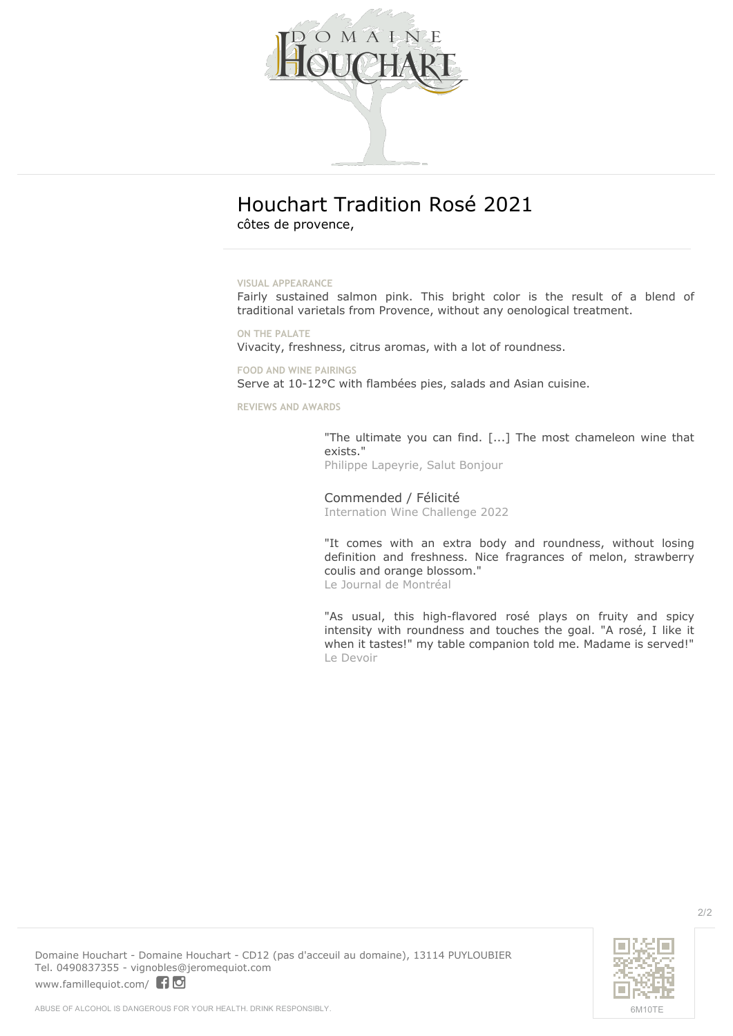# Houchart Tradition Rosé 2021

côtes de provence,

**VISUAL APPEARANCE**

Fairly sustained salmon pink. This bright color is the result of a blend of traditional varietals from Provence, without any oenological treatment.

**ON THE PALATE**

Vivacity, freshness, citrus aromas, with a lot of roundness.

**FOOD AND WINE PAIRINGS**

Serve at 10-12°C with flambées pies, salads and Asian cuisine.

**REVIEWS AND AWARDS**

"The ultimate you can find. [...] The most chameleon wine that exists."
Philippe Lapeyrie, Salut Bonjour

Commended / Félicité
Internation Wine Challenge 2022

"It comes with an extra body and roundness, without losing definition and freshness. Nice fragrances of melon, strawberry coulis and orange blossom."
Le Journal de Montréal

"As usual, this high-flavored rosé plays on fruity and spicy intensity with roundness and touches the goal. "A rosé, I like it when it tastes!" my table companion told me. Madame is served!"
Le Devoir

Domaine Houchart - Domaine Houchart - CD12 (pas d'acceuil au domaine), 13114 PUYLOUBIER
Tel. 0490837355 - vignobles@jeromequiot.com
www.famillequiot.com/

ABUSE OF ALCOHOL IS DANGEROUS FOR YOUR HEALTH. DRINK RESPONSIBLY.

6M10TE